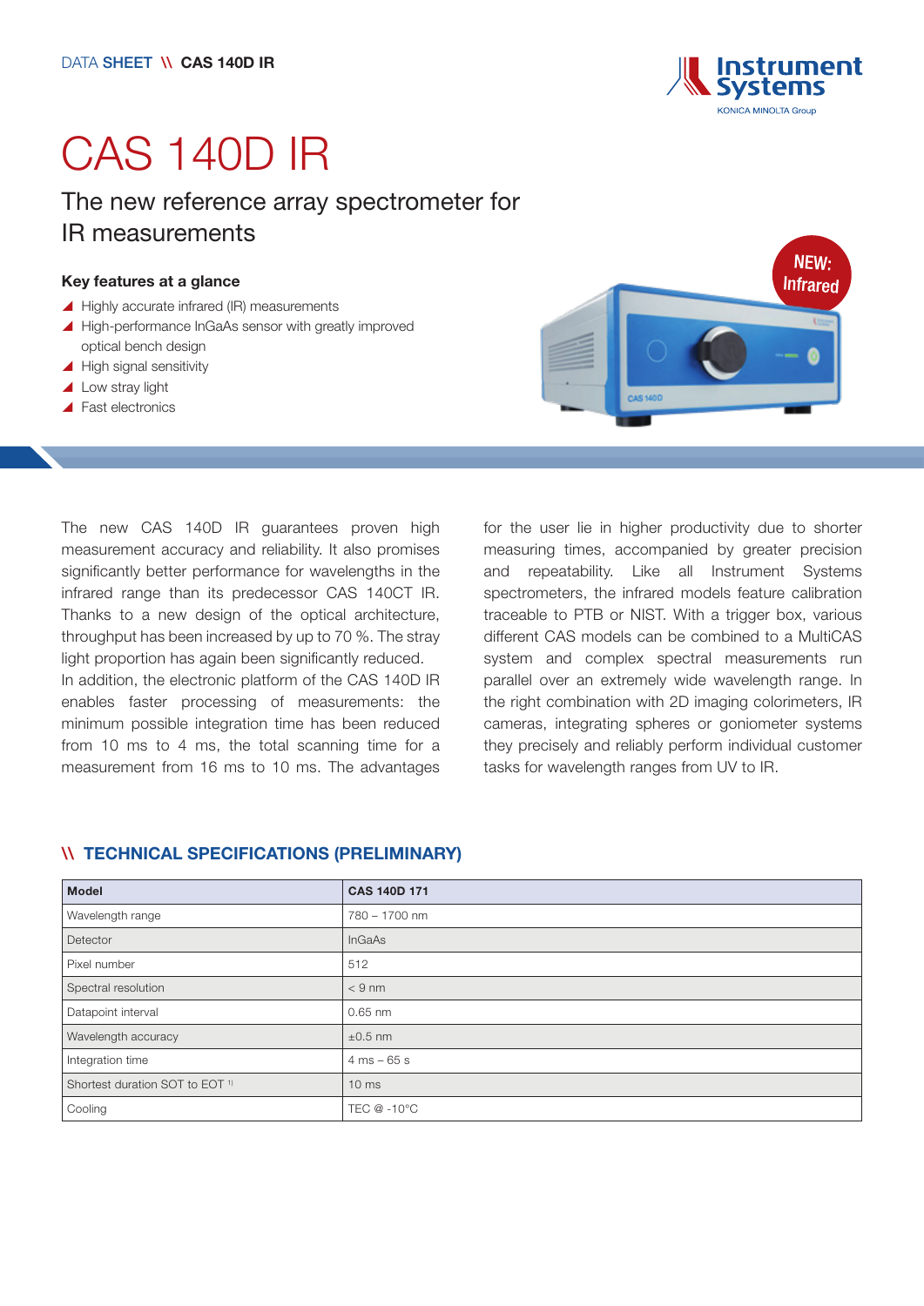DATA SHEET \\ CAS 140D IR

# CAS 140D IR

## The new reference array spectrometer for IR measurements

### Key features at a glance

- Highly accurate infrared (IR) measurements
- High-performance InGaAs sensor with greatly improved optical bench design
- High signal sensitivity
- Low stray light
- Fast electronics

NEW: Infrared

The new CAS 140D IR guarantees proven high measurement accuracy and reliability. It also promises significantly better performance for wavelengths in the infrared range than its predecessor CAS 140CT IR. Thanks to a new design of the optical architecture, throughput has been increased by up to 70 %. The stray light proportion has again been significantly reduced.
In addition, the electronic platform of the CAS 140D IR enables faster processing of measurements: the minimum possible integration time has been reduced from 10 ms to 4 ms, the total scanning time for a measurement from 16 ms to 10 ms. The advantages for the user lie in higher productivity due to shorter measuring times, accompanied by greater precision and repeatability. Like all Instrument Systems spectrometers, the infrared models feature calibration traceable to PTB or NIST. With a trigger box, various different CAS models can be combined to a MultiCAS system and complex spectral measurements run parallel over an extremely wide wavelength range. In the right combination with 2D imaging colorimeters, IR cameras, integrating spheres or goniometer systems they precisely and reliably perform individual customer tasks for wavelength ranges from UV to IR.

## \\ TECHNICAL SPECIFICATIONS (PRELIMINARY)

| Model | CAS 140D 171 |
|---|---|
| Wavelength range | 780 – 1700 nm |
| Detector | InGaAs |
| Pixel number | 512 |
| Spectral resolution | < 9 nm |
| Datapoint interval | 0.65 nm |
| Wavelength accuracy | ±0.5 nm |
| Integration time | 4 ms – 65 s |
| Shortest duration SOT to EOT [1] | 10 ms |
| Cooling | TEC @ -10°C |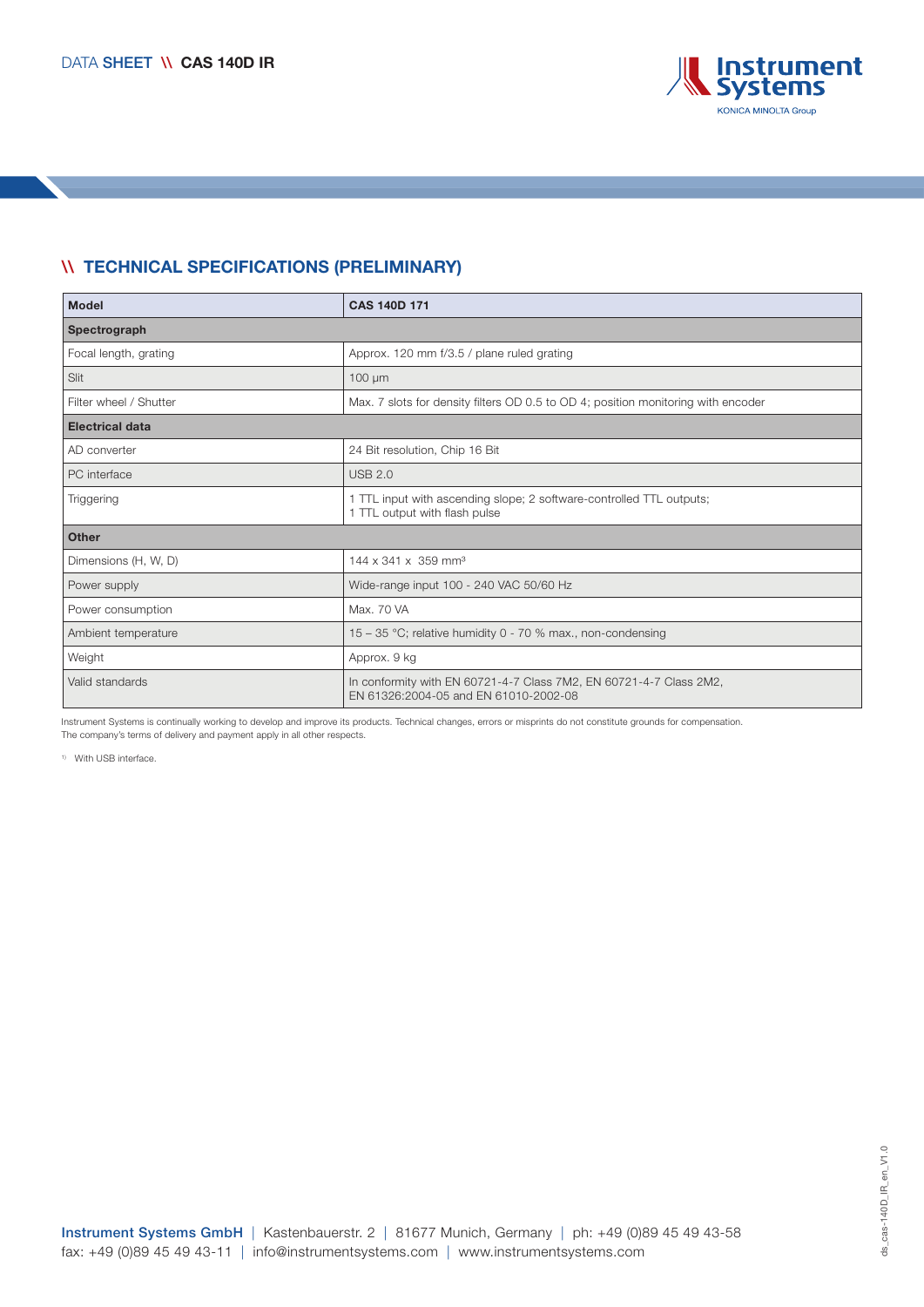## \\ TECHNICAL SPECIFICATIONS (PRELIMINARY)

| Model | CAS 140D 171 |
|---|---|
| **Spectrograph** | |
| Focal length, grating | Approx. 120 mm f/3.5 / plane ruled grating |
| Slit | 100 µm |
| Filter wheel / Shutter | Max. 7 slots for density filters OD 0.5 to OD 4; position monitoring with encoder |
| **Electrical data** | |
| AD converter | 24 Bit resolution, Chip 16 Bit |
| PC interface | USB 2.0 |
| Triggering | 1 TTL input with ascending slope; 2 software-controlled TTL outputs; 1 TTL output with flash pulse |
| **Other** | |
| Dimensions (H, W, D) | 144 x 341 x 359 mm³ |
| Power supply | Wide-range input 100 - 240 VAC 50/60 Hz |
| Power consumption | Max. 70 VA |
| Ambient temperature | 15 – 35 °C; relative humidity 0 - 70 % max., non-condensing |
| Weight | Approx. 9 kg |
| Valid standards | In conformity with EN 60721-4-7 Class 7M2, EN 60721-4-7 Class 2M2, EN 61326:2004-05 and EN 61010-2002-08 |

Instrument Systems is continually working to develop and improve its products. Technical changes, errors or misprints do not constitute grounds for compensation.
The company's terms of delivery and payment apply in all other respects.

[1] With USB interface.

**Instrument Systems GmbH** | Kastenbauerstr. 2 | 81677 Munich, Germany | ph: +49 (0)89 45 49 43-58
fax: +49 (0)89 45 49 43-11 | info@instrumentsystems.com | www.instrumentsystems.com